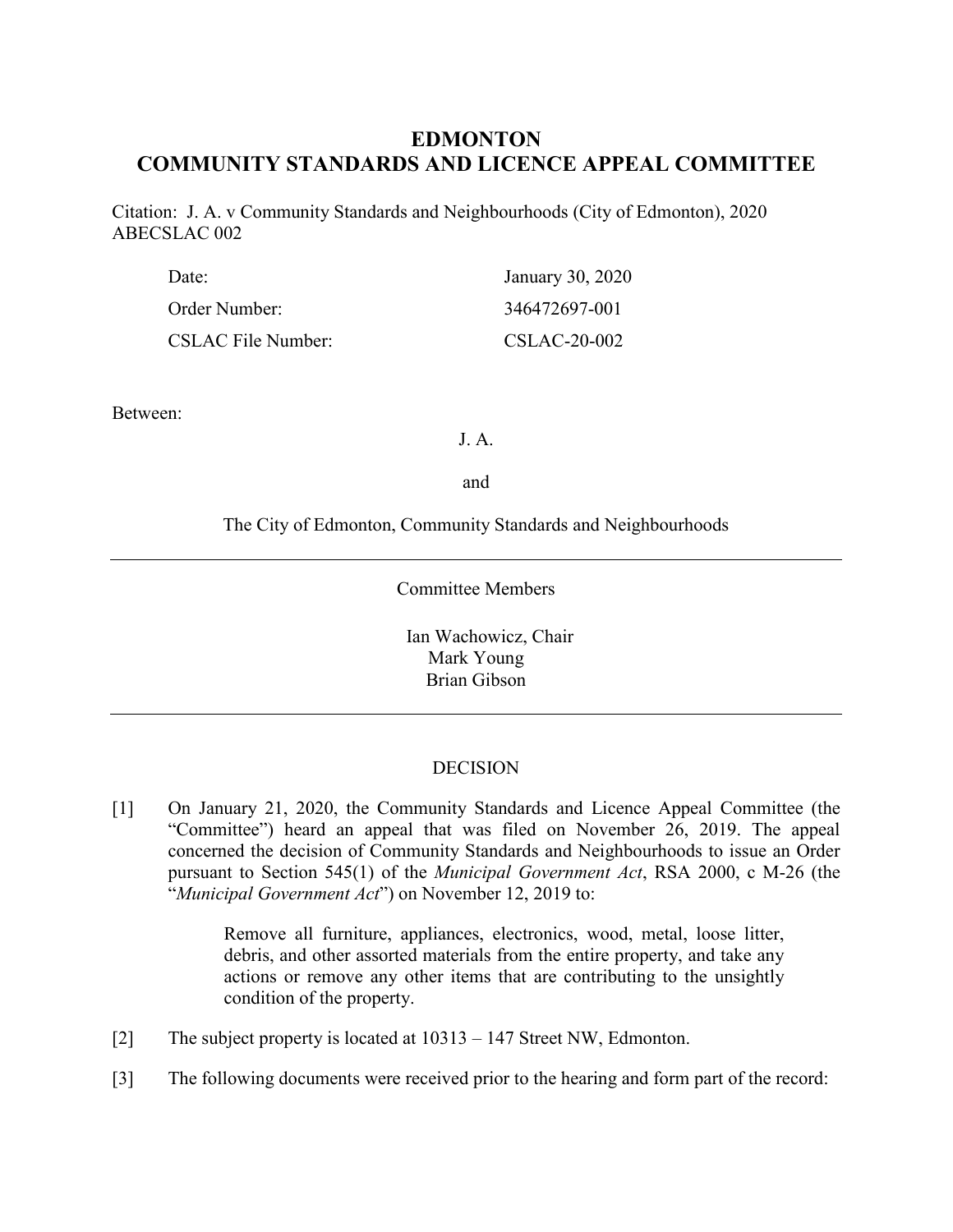# EDMONTON
# COMMUNITY STANDARDS AND LICENCE APPEAL COMMITTEE

Citation: J. A. v Community Standards and Neighbourhoods (City of Edmonton), 2020 ABECSLAC 002

| | |
|---|---|
| Date: | January 30, 2020 |
| Order Number: | 346472697-001 |
| CSLAC File Number: | CSLAC-20-002 |

Between:

J. A.

and

The City of Edmonton, Community Standards and Neighbourhoods

---

Committee Members

Ian Wachowicz, Chair
Mark Young
Brian Gibson

---

## DECISION

[1] On January 21, 2020, the Community Standards and Licence Appeal Committee (the "Committee") heard an appeal that was filed on November 26, 2019. The appeal concerned the decision of Community Standards and Neighbourhoods to issue an Order pursuant to Section 545(1) of the *Municipal Government Act*, RSA 2000, c M-26 (the "*Municipal Government Act*") on November 12, 2019 to:

> Remove all furniture, appliances, electronics, wood, metal, loose litter, debris, and other assorted materials from the entire property, and take any actions or remove any other items that are contributing to the unsightly condition of the property.

[2] The subject property is located at 10313 – 147 Street NW, Edmonton.

[3] The following documents were received prior to the hearing and form part of the record: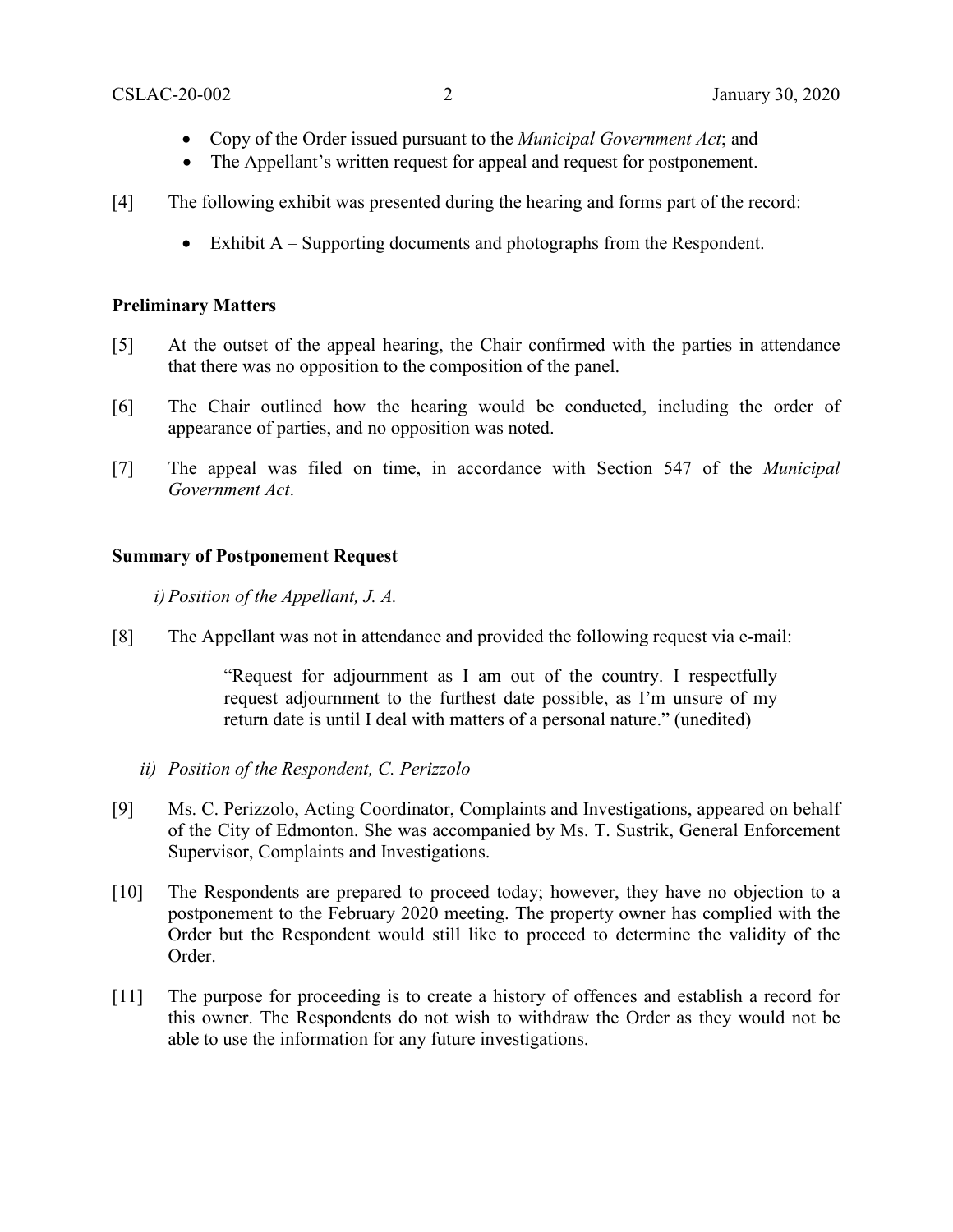- Copy of the Order issued pursuant to the *Municipal Government Act*; and
- The Appellant's written request for appeal and request for postponement.

[4] The following exhibit was presented during the hearing and forms part of the record:

- Exhibit A – Supporting documents and photographs from the Respondent.

**Preliminary Matters**

[5] At the outset of the appeal hearing, the Chair confirmed with the parties in attendance that there was no opposition to the composition of the panel.

[6] The Chair outlined how the hearing would be conducted, including the order of appearance of parties, and no opposition was noted.

[7] The appeal was filed on time, in accordance with Section 547 of the *Municipal Government Act*.

**Summary of Postponement Request**

*i) Position of the Appellant, J. A.*

[8] The Appellant was not in attendance and provided the following request via e-mail:

> "Request for adjournment as I am out of the country. I respectfully request adjournment to the furthest date possible, as I'm unsure of my return date is until I deal with matters of a personal nature." (unedited)

*ii) Position of the Respondent, C. Perizzolo*

[9] Ms. C. Perizzolo, Acting Coordinator, Complaints and Investigations, appeared on behalf of the City of Edmonton. She was accompanied by Ms. T. Sustrik, General Enforcement Supervisor, Complaints and Investigations.

[10] The Respondents are prepared to proceed today; however, they have no objection to a postponement to the February 2020 meeting. The property owner has complied with the Order but the Respondent would still like to proceed to determine the validity of the Order.

[11] The purpose for proceeding is to create a history of offences and establish a record for this owner. The Respondents do not wish to withdraw the Order as they would not be able to use the information for any future investigations.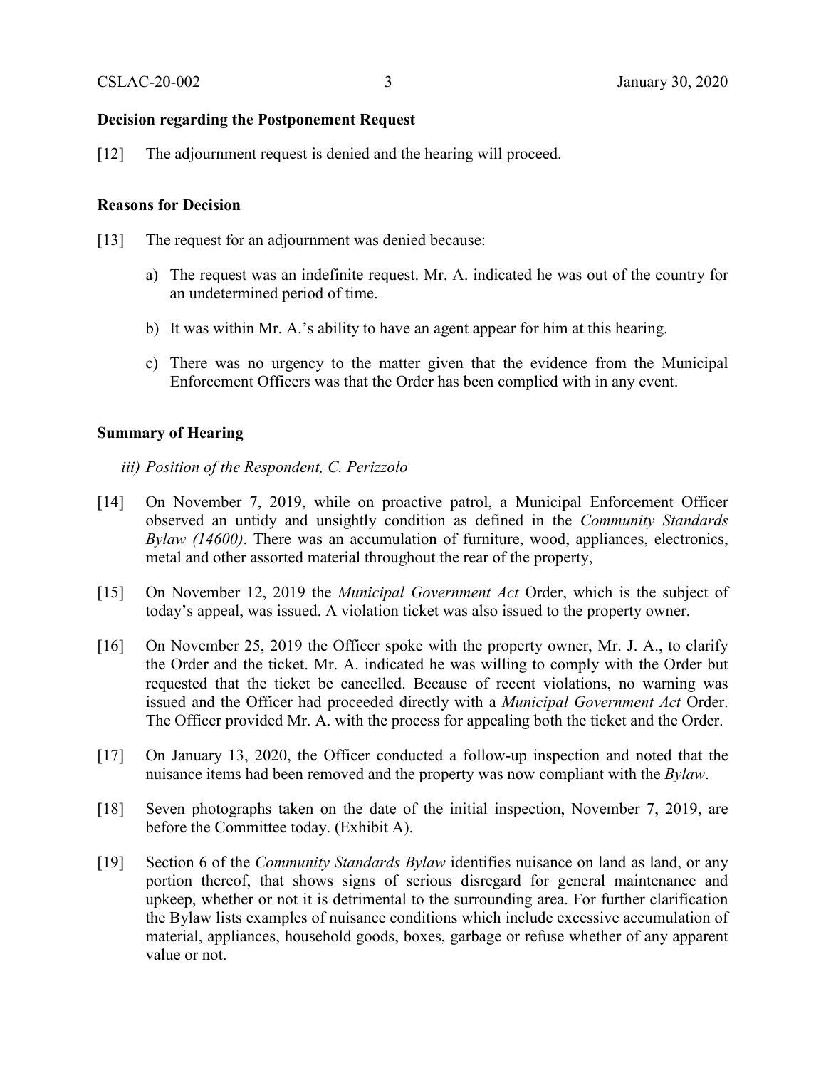**Decision regarding the Postponement Request**

[12] The adjournment request is denied and the hearing will proceed.

**Reasons for Decision**

[13] The request for an adjournment was denied because:

a) The request was an indefinite request. Mr. A. indicated he was out of the country for an undetermined period of time.

b) It was within Mr. A.'s ability to have an agent appear for him at this hearing.

c) There was no urgency to the matter given that the evidence from the Municipal Enforcement Officers was that the Order has been complied with in any event.

**Summary of Hearing**

*iii) Position of the Respondent, C. Perizzolo*

[14] On November 7, 2019, while on proactive patrol, a Municipal Enforcement Officer observed an untidy and unsightly condition as defined in the *Community Standards Bylaw (14600)*. There was an accumulation of furniture, wood, appliances, electronics, metal and other assorted material throughout the rear of the property,

[15] On November 12, 2019 the *Municipal Government Act* Order, which is the subject of today's appeal, was issued. A violation ticket was also issued to the property owner.

[16] On November 25, 2019 the Officer spoke with the property owner, Mr. J. A., to clarify the Order and the ticket. Mr. A. indicated he was willing to comply with the Order but requested that the ticket be cancelled. Because of recent violations, no warning was issued and the Officer had proceeded directly with a *Municipal Government Act* Order. The Officer provided Mr. A. with the process for appealing both the ticket and the Order.

[17] On January 13, 2020, the Officer conducted a follow-up inspection and noted that the nuisance items had been removed and the property was now compliant with the *Bylaw*.

[18] Seven photographs taken on the date of the initial inspection, November 7, 2019, are before the Committee today. (Exhibit A).

[19] Section 6 of the *Community Standards Bylaw* identifies nuisance on land as land, or any portion thereof, that shows signs of serious disregard for general maintenance and upkeep, whether or not it is detrimental to the surrounding area. For further clarification the Bylaw lists examples of nuisance conditions which include excessive accumulation of material, appliances, household goods, boxes, garbage or refuse whether of any apparent value or not.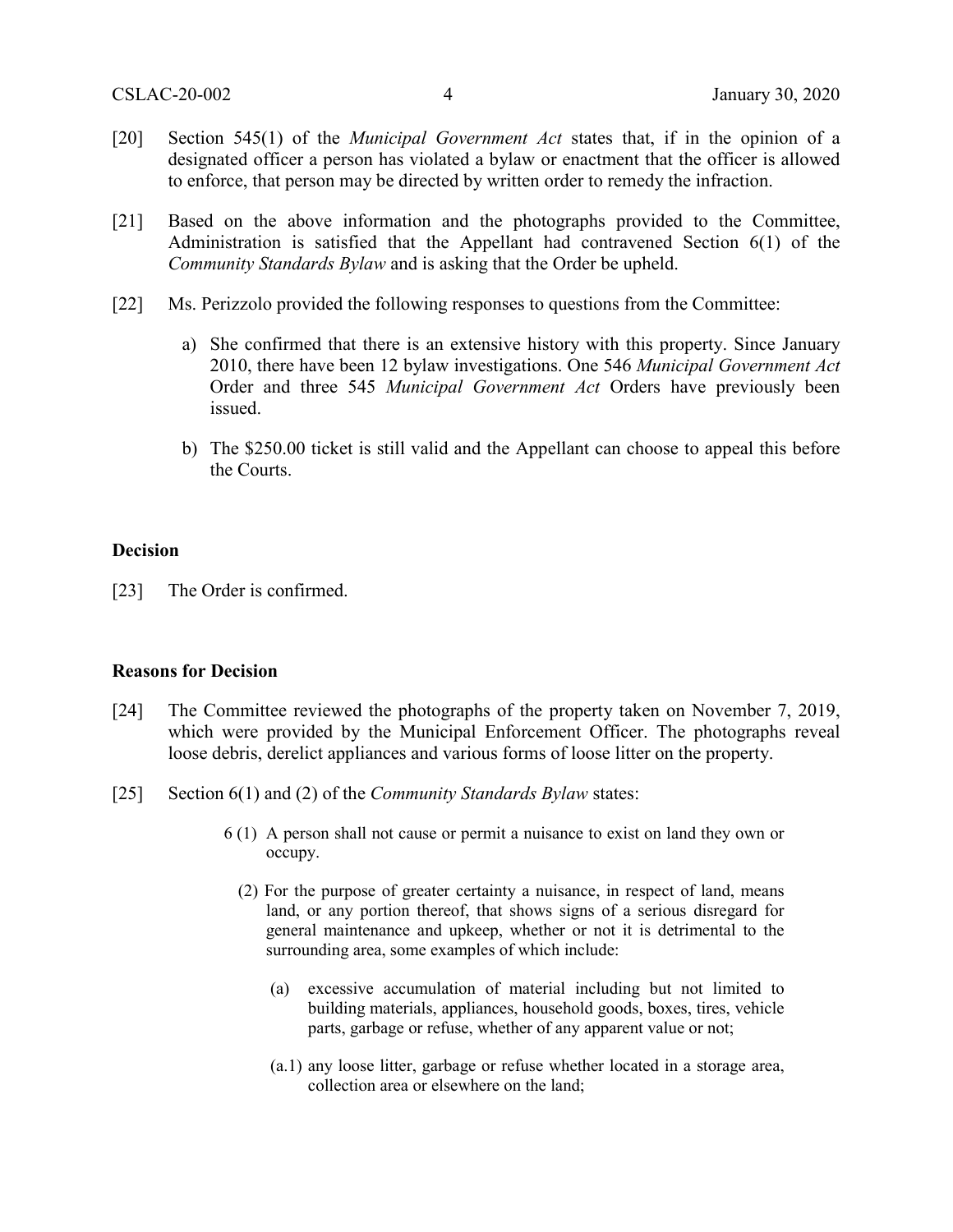[20] Section 545(1) of the *Municipal Government Act* states that, if in the opinion of a designated officer a person has violated a bylaw or enactment that the officer is allowed to enforce, that person may be directed by written order to remedy the infraction.

[21] Based on the above information and the photographs provided to the Committee, Administration is satisfied that the Appellant had contravened Section 6(1) of the *Community Standards Bylaw* and is asking that the Order be upheld.

[22] Ms. Perizzolo provided the following responses to questions from the Committee:

a) She confirmed that there is an extensive history with this property. Since January 2010, there have been 12 bylaw investigations. One 546 *Municipal Government Act* Order and three 545 *Municipal Government Act* Orders have previously been issued.

b) The $250.00 ticket is still valid and the Appellant can choose to appeal this before the Courts.

**Decision**

[23] The Order is confirmed.

**Reasons for Decision**

[24] The Committee reviewed the photographs of the property taken on November 7, 2019, which were provided by the Municipal Enforcement Officer. The photographs reveal loose debris, derelict appliances and various forms of loose litter on the property.

[25] Section 6(1) and (2) of the *Community Standards Bylaw* states:

> 6 (1) A person shall not cause or permit a nuisance to exist on land they own or occupy.
>
> (2) For the purpose of greater certainty a nuisance, in respect of land, means land, or any portion thereof, that shows signs of a serious disregard for general maintenance and upkeep, whether or not it is detrimental to the surrounding area, some examples of which include:
>
> (a) excessive accumulation of material including but not limited to building materials, appliances, household goods, boxes, tires, vehicle parts, garbage or refuse, whether of any apparent value or not;
>
> (a.1) any loose litter, garbage or refuse whether located in a storage area, collection area or elsewhere on the land;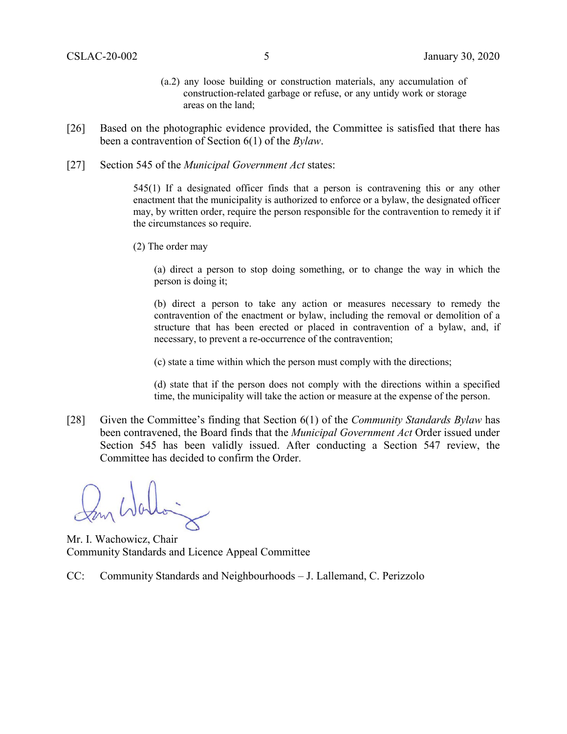> (a.2) any loose building or construction materials, any accumulation of construction-related garbage or refuse, or any untidy work or storage areas on the land;

[26] Based on the photographic evidence provided, the Committee is satisfied that there has been a contravention of Section 6(1) of the *Bylaw*.

[27] Section 545 of the *Municipal Government Act* states:

> 545(1) If a designated officer finds that a person is contravening this or any other enactment that the municipality is authorized to enforce or a bylaw, the designated officer may, by written order, require the person responsible for the contravention to remedy it if the circumstances so require.
>
> (2) The order may
>
> > (a) direct a person to stop doing something, or to change the way in which the person is doing it;
> >
> > (b) direct a person to take any action or measures necessary to remedy the contravention of the enactment or bylaw, including the removal or demolition of a structure that has been erected or placed in contravention of a bylaw, and, if necessary, to prevent a re-occurrence of the contravention;
> >
> > (c) state a time within which the person must comply with the directions;
> >
> > (d) state that if the person does not comply with the directions within a specified time, the municipality will take the action or measure at the expense of the person.

[28] Given the Committee's finding that Section 6(1) of the *Community Standards Bylaw* has been contravened, the Board finds that the *Municipal Government Act* Order issued under Section 545 has been validly issued. After conducting a Section 547 review, the Committee has decided to confirm the Order.

Mr. I. Wachowicz, Chair
Community Standards and Licence Appeal Committee

CC: Community Standards and Neighbourhoods – J. Lallemand, C. Perizzolo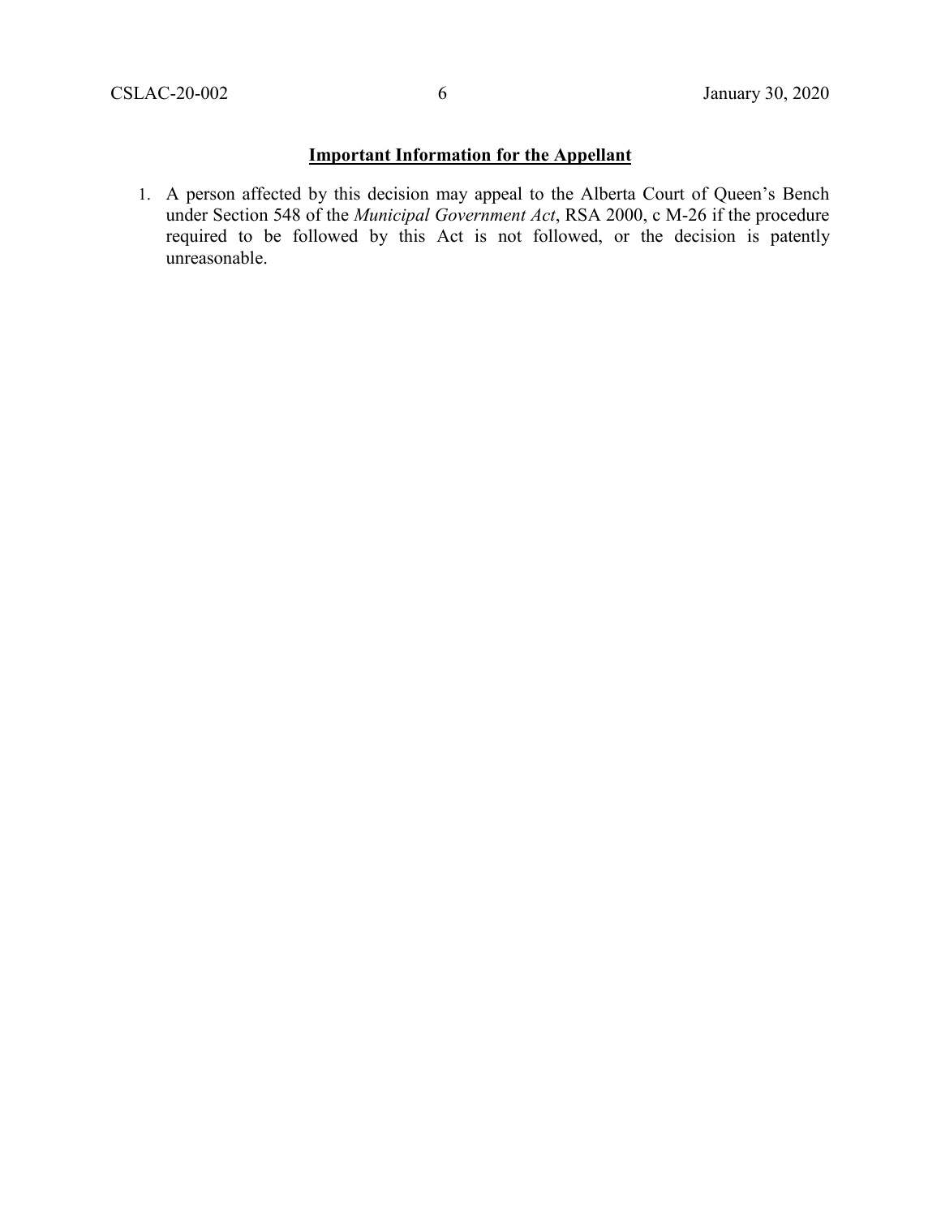**Important Information for the Appellant**

1. A person affected by this decision may appeal to the Alberta Court of Queen's Bench under Section 548 of the *Municipal Government Act*, RSA 2000, c M-26 if the procedure required to be followed by this Act is not followed, or the decision is patently unreasonable.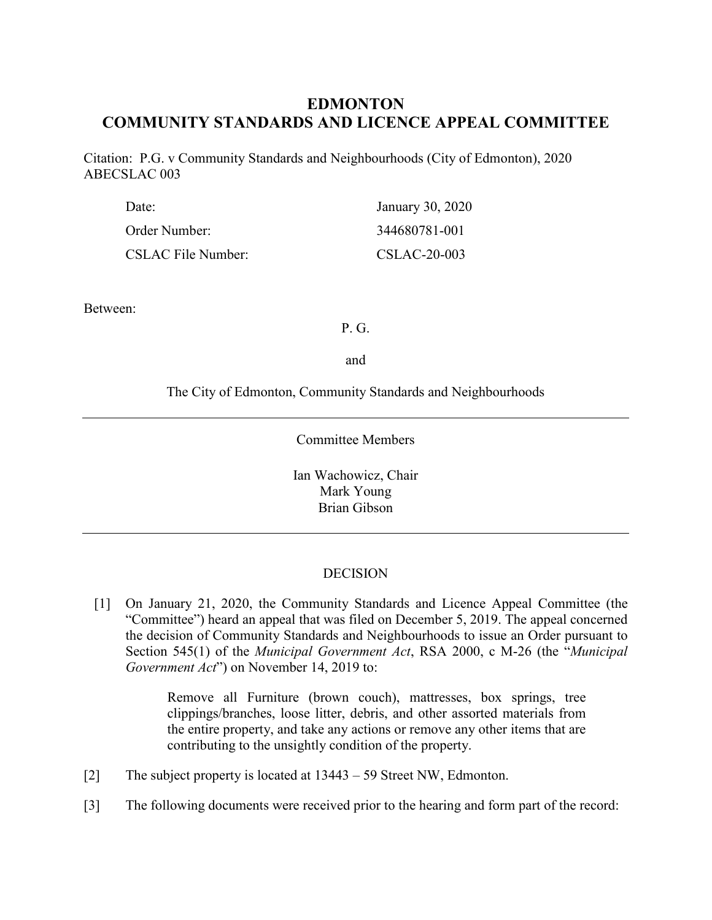# EDMONTON
# COMMUNITY STANDARDS AND LICENCE APPEAL COMMITTEE

Citation: P.G. v Community Standards and Neighbourhoods (City of Edmonton), 2020 ABECSLAC 003

| | |
|---|---|
| Date: | January 30, 2020 |
| Order Number: | 344680781-001 |
| CSLAC File Number: | CSLAC-20-003 |

Between:

P. G.

and

The City of Edmonton, Community Standards and Neighbourhoods

---

Committee Members

Ian Wachowicz, Chair
Mark Young
Brian Gibson

---

DECISION

[1] On January 21, 2020, the Community Standards and Licence Appeal Committee (the "Committee") heard an appeal that was filed on December 5, 2019. The appeal concerned the decision of Community Standards and Neighbourhoods to issue an Order pursuant to Section 545(1) of the *Municipal Government Act*, RSA 2000, c M-26 (the "*Municipal Government Act*") on November 14, 2019 to:

> Remove all Furniture (brown couch), mattresses, box springs, tree clippings/branches, loose litter, debris, and other assorted materials from the entire property, and take any actions or remove any other items that are contributing to the unsightly condition of the property.

[2] The subject property is located at 13443 – 59 Street NW, Edmonton.

[3] The following documents were received prior to the hearing and form part of the record: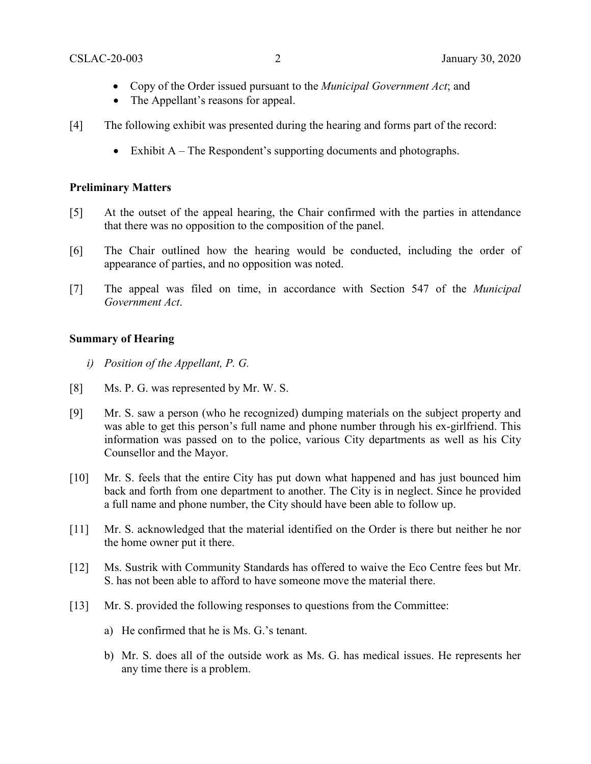- Copy of the Order issued pursuant to the *Municipal Government Act*; and
- The Appellant's reasons for appeal.

[4] The following exhibit was presented during the hearing and forms part of the record:

- Exhibit A – The Respondent's supporting documents and photographs.

**Preliminary Matters**

[5] At the outset of the appeal hearing, the Chair confirmed with the parties in attendance that there was no opposition to the composition of the panel.

[6] The Chair outlined how the hearing would be conducted, including the order of appearance of parties, and no opposition was noted.

[7] The appeal was filed on time, in accordance with Section 547 of the *Municipal Government Act*.

**Summary of Hearing**

*i) Position of the Appellant, P. G.*

[8] Ms. P. G. was represented by Mr. W. S.

[9] Mr. S. saw a person (who he recognized) dumping materials on the subject property and was able to get this person's full name and phone number through his ex-girlfriend. This information was passed on to the police, various City departments as well as his City Counsellor and the Mayor.

[10] Mr. S. feels that the entire City has put down what happened and has just bounced him back and forth from one department to another. The City is in neglect. Since he provided a full name and phone number, the City should have been able to follow up.

[11] Mr. S. acknowledged that the material identified on the Order is there but neither he nor the home owner put it there.

[12] Ms. Sustrik with Community Standards has offered to waive the Eco Centre fees but Mr. S. has not been able to afford to have someone move the material there.

[13] Mr. S. provided the following responses to questions from the Committee:

a) He confirmed that he is Ms. G.'s tenant.

b) Mr. S. does all of the outside work as Ms. G. has medical issues. He represents her any time there is a problem.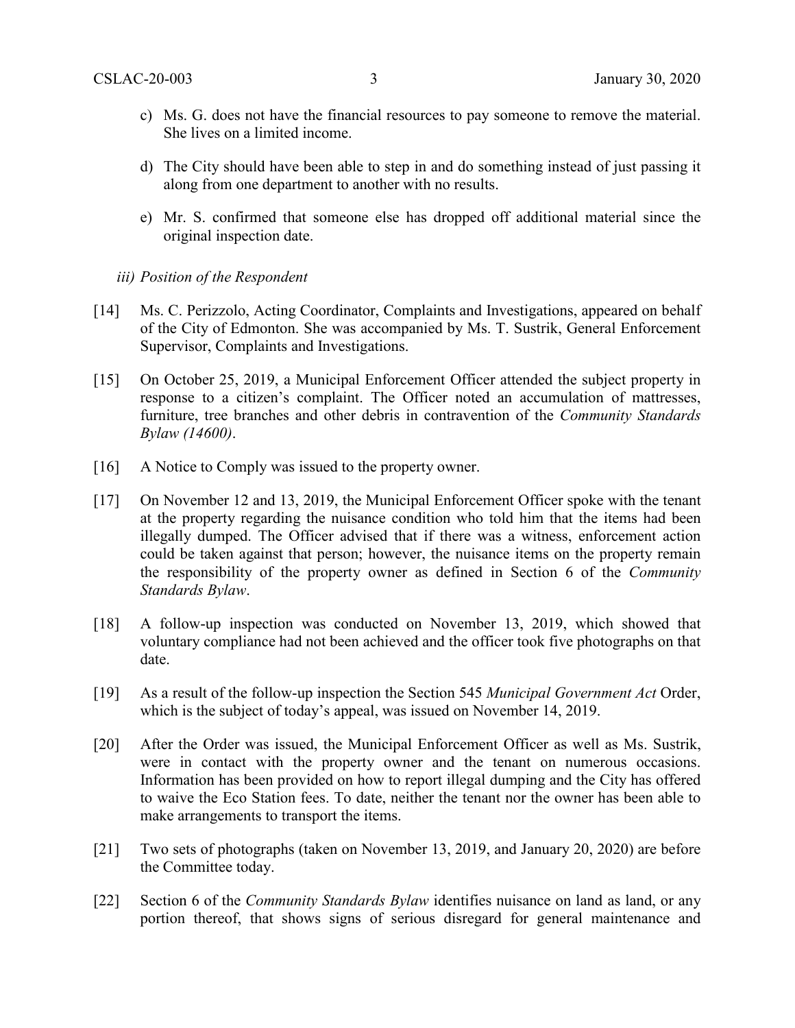c) Ms. G. does not have the financial resources to pay someone to remove the material. She lives on a limited income.

d) The City should have been able to step in and do something instead of just passing it along from one department to another with no results.

e) Mr. S. confirmed that someone else has dropped off additional material since the original inspection date.

*iii) Position of the Respondent*

[14] Ms. C. Perizzolo, Acting Coordinator, Complaints and Investigations, appeared on behalf of the City of Edmonton. She was accompanied by Ms. T. Sustrik, General Enforcement Supervisor, Complaints and Investigations.

[15] On October 25, 2019, a Municipal Enforcement Officer attended the subject property in response to a citizen's complaint. The Officer noted an accumulation of mattresses, furniture, tree branches and other debris in contravention of the *Community Standards Bylaw (14600)*.

[16] A Notice to Comply was issued to the property owner.

[17] On November 12 and 13, 2019, the Municipal Enforcement Officer spoke with the tenant at the property regarding the nuisance condition who told him that the items had been illegally dumped. The Officer advised that if there was a witness, enforcement action could be taken against that person; however, the nuisance items on the property remain the responsibility of the property owner as defined in Section 6 of the *Community Standards Bylaw*.

[18] A follow-up inspection was conducted on November 13, 2019, which showed that voluntary compliance had not been achieved and the officer took five photographs on that date.

[19] As a result of the follow-up inspection the Section 545 *Municipal Government Act* Order, which is the subject of today's appeal, was issued on November 14, 2019.

[20] After the Order was issued, the Municipal Enforcement Officer as well as Ms. Sustrik, were in contact with the property owner and the tenant on numerous occasions. Information has been provided on how to report illegal dumping and the City has offered to waive the Eco Station fees. To date, neither the tenant nor the owner has been able to make arrangements to transport the items.

[21] Two sets of photographs (taken on November 13, 2019, and January 20, 2020) are before the Committee today.

[22] Section 6 of the *Community Standards Bylaw* identifies nuisance on land as land, or any portion thereof, that shows signs of serious disregard for general maintenance and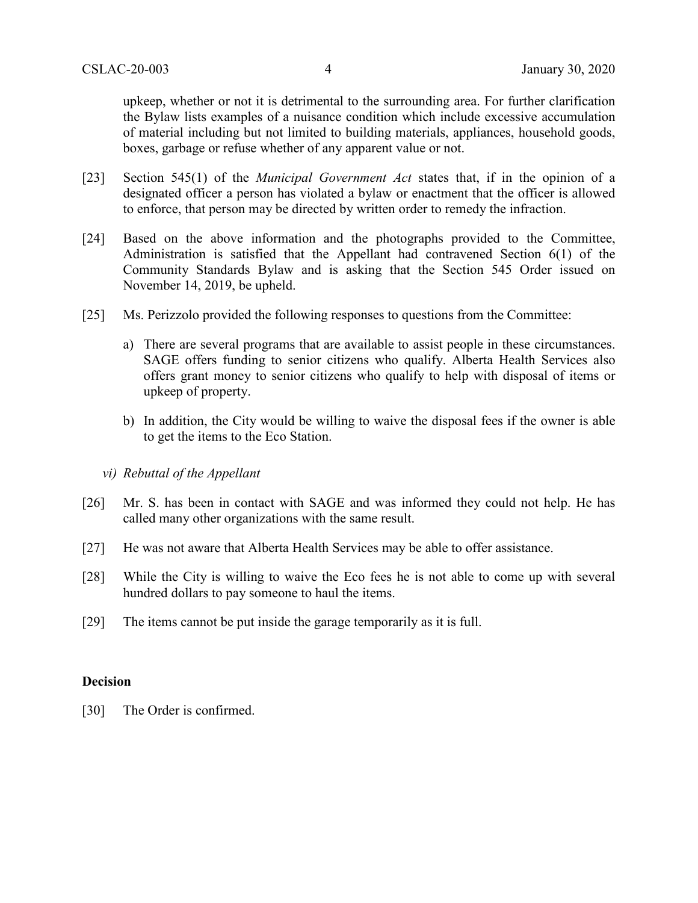upkeep, whether or not it is detrimental to the surrounding area. For further clarification the Bylaw lists examples of a nuisance condition which include excessive accumulation of material including but not limited to building materials, appliances, household goods, boxes, garbage or refuse whether of any apparent value or not.

[23] Section 545(1) of the *Municipal Government Act* states that, if in the opinion of a designated officer a person has violated a bylaw or enactment that the officer is allowed to enforce, that person may be directed by written order to remedy the infraction.

[24] Based on the above information and the photographs provided to the Committee, Administration is satisfied that the Appellant had contravened Section 6(1) of the Community Standards Bylaw and is asking that the Section 545 Order issued on November 14, 2019, be upheld.

[25] Ms. Perizzolo provided the following responses to questions from the Committee:

a) There are several programs that are available to assist people in these circumstances. SAGE offers funding to senior citizens who qualify. Alberta Health Services also offers grant money to senior citizens who qualify to help with disposal of items or upkeep of property.

b) In addition, the City would be willing to waive the disposal fees if the owner is able to get the items to the Eco Station.

*vi) Rebuttal of the Appellant*

[26] Mr. S. has been in contact with SAGE and was informed they could not help. He has called many other organizations with the same result.

[27] He was not aware that Alberta Health Services may be able to offer assistance.

[28] While the City is willing to waive the Eco fees he is not able to come up with several hundred dollars to pay someone to haul the items.

[29] The items cannot be put inside the garage temporarily as it is full.

**Decision**

[30] The Order is confirmed.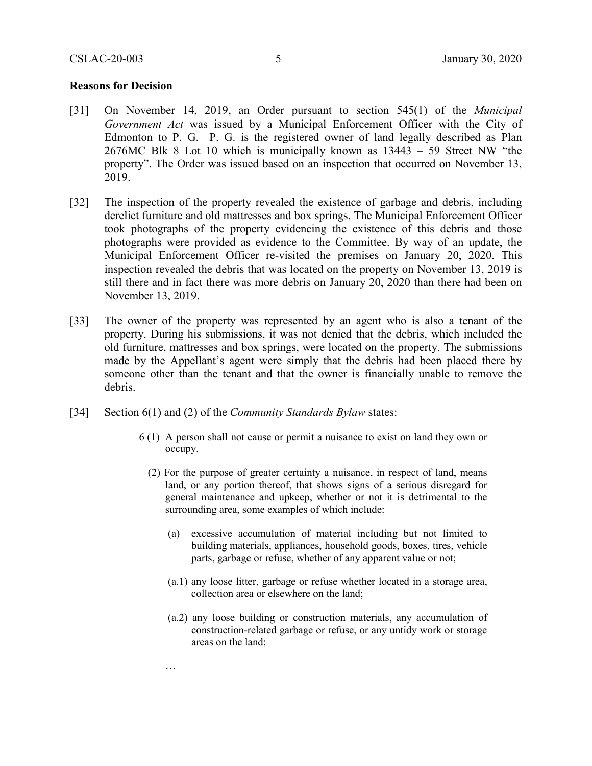**Reasons for Decision**

[31] On November 14, 2019, an Order pursuant to section 545(1) of the *Municipal Government Act* was issued by a Municipal Enforcement Officer with the City of Edmonton to P. G. P. G. is the registered owner of land legally described as Plan 2676MC Blk 8 Lot 10 which is municipally known as 13443 – 59 Street NW "the property". The Order was issued based on an inspection that occurred on November 13, 2019.

[32] The inspection of the property revealed the existence of garbage and debris, including derelict furniture and old mattresses and box springs. The Municipal Enforcement Officer took photographs of the property evidencing the existence of this debris and those photographs were provided as evidence to the Committee. By way of an update, the Municipal Enforcement Officer re-visited the premises on January 20, 2020. This inspection revealed the debris that was located on the property on November 13, 2019 is still there and in fact there was more debris on January 20, 2020 than there had been on November 13, 2019.

[33] The owner of the property was represented by an agent who is also a tenant of the property. During his submissions, it was not denied that the debris, which included the old furniture, mattresses and box springs, were located on the property. The submissions made by the Appellant's agent were simply that the debris had been placed there by someone other than the tenant and that the owner is financially unable to remove the debris.

[34] Section 6(1) and (2) of the *Community Standards Bylaw* states:

> 6 (1) A person shall not cause or permit a nuisance to exist on land they own or occupy.
>
> (2) For the purpose of greater certainty a nuisance, in respect of land, means land, or any portion thereof, that shows signs of a serious disregard for general maintenance and upkeep, whether or not it is detrimental to the surrounding area, some examples of which include:
>
> (a) excessive accumulation of material including but not limited to building materials, appliances, household goods, boxes, tires, vehicle parts, garbage or refuse, whether of any apparent value or not;
>
> (a.1) any loose litter, garbage or refuse whether located in a storage area, collection area or elsewhere on the land;
>
> (a.2) any loose building or construction materials, any accumulation of construction-related garbage or refuse, or any untidy work or storage areas on the land;
>
> …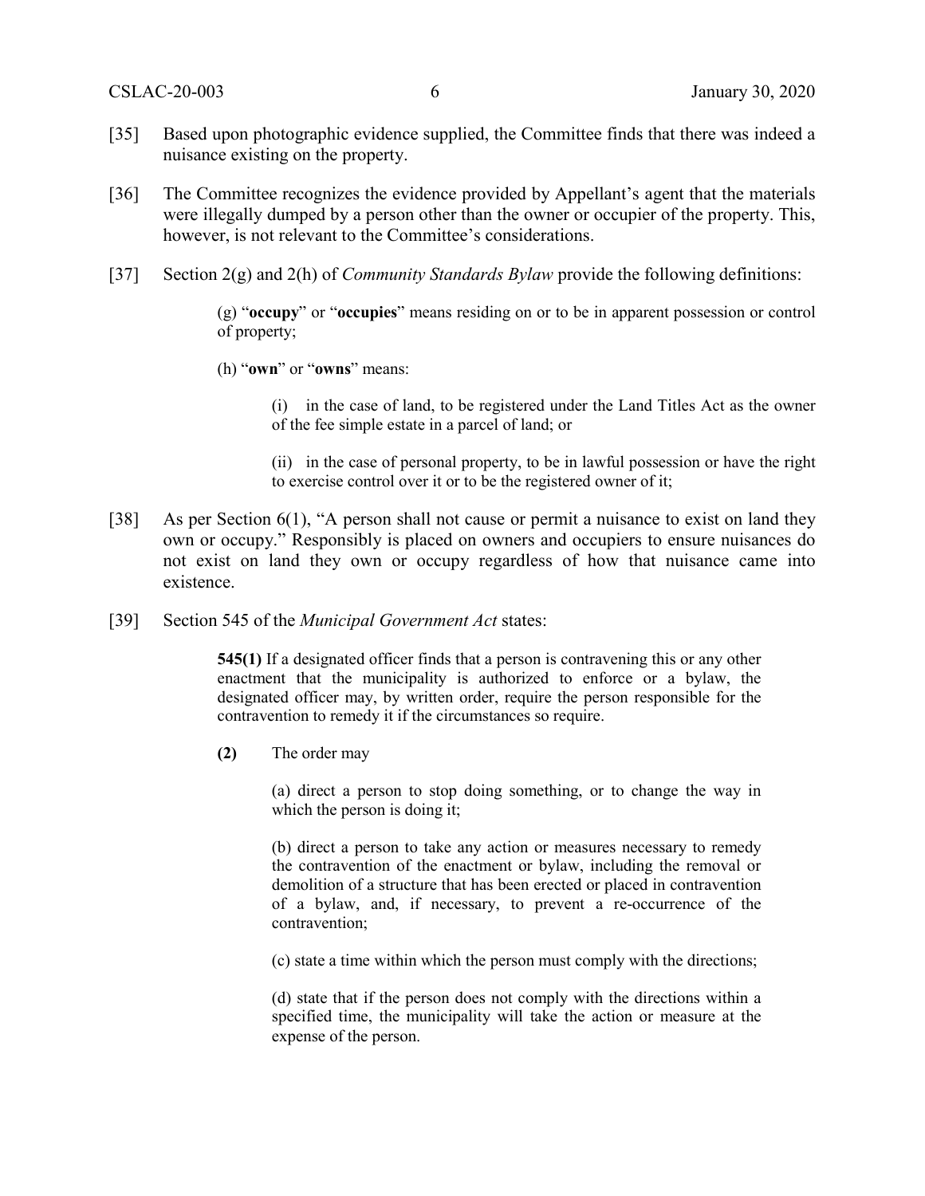[35] Based upon photographic evidence supplied, the Committee finds that there was indeed a nuisance existing on the property.

[36] The Committee recognizes the evidence provided by Appellant's agent that the materials were illegally dumped by a person other than the owner or occupier of the property. This, however, is not relevant to the Committee's considerations.

[37] Section 2(g) and 2(h) of *Community Standards Bylaw* provide the following definitions:

> (g) "**occupy**" or "**occupies**" means residing on or to be in apparent possession or control of property;
>
> (h) "**own**" or "**owns**" means:
>
> > (i) in the case of land, to be registered under the Land Titles Act as the owner of the fee simple estate in a parcel of land; or
> >
> > (ii) in the case of personal property, to be in lawful possession or have the right to exercise control over it or to be the registered owner of it;

[38] As per Section 6(1), "A person shall not cause or permit a nuisance to exist on land they own or occupy." Responsibly is placed on owners and occupiers to ensure nuisances do not exist on land they own or occupy regardless of how that nuisance came into existence.

[39] Section 545 of the *Municipal Government Act* states:

> **545(1)** If a designated officer finds that a person is contravening this or any other enactment that the municipality is authorized to enforce or a bylaw, the designated officer may, by written order, require the person responsible for the contravention to remedy it if the circumstances so require.
>
> **(2)** The order may
>
> > (a) direct a person to stop doing something, or to change the way in which the person is doing it;
> >
> > (b) direct a person to take any action or measures necessary to remedy the contravention of the enactment or bylaw, including the removal or demolition of a structure that has been erected or placed in contravention of a bylaw, and, if necessary, to prevent a re-occurrence of the contravention;
> >
> > (c) state a time within which the person must comply with the directions;
> >
> > (d) state that if the person does not comply with the directions within a specified time, the municipality will take the action or measure at the expense of the person.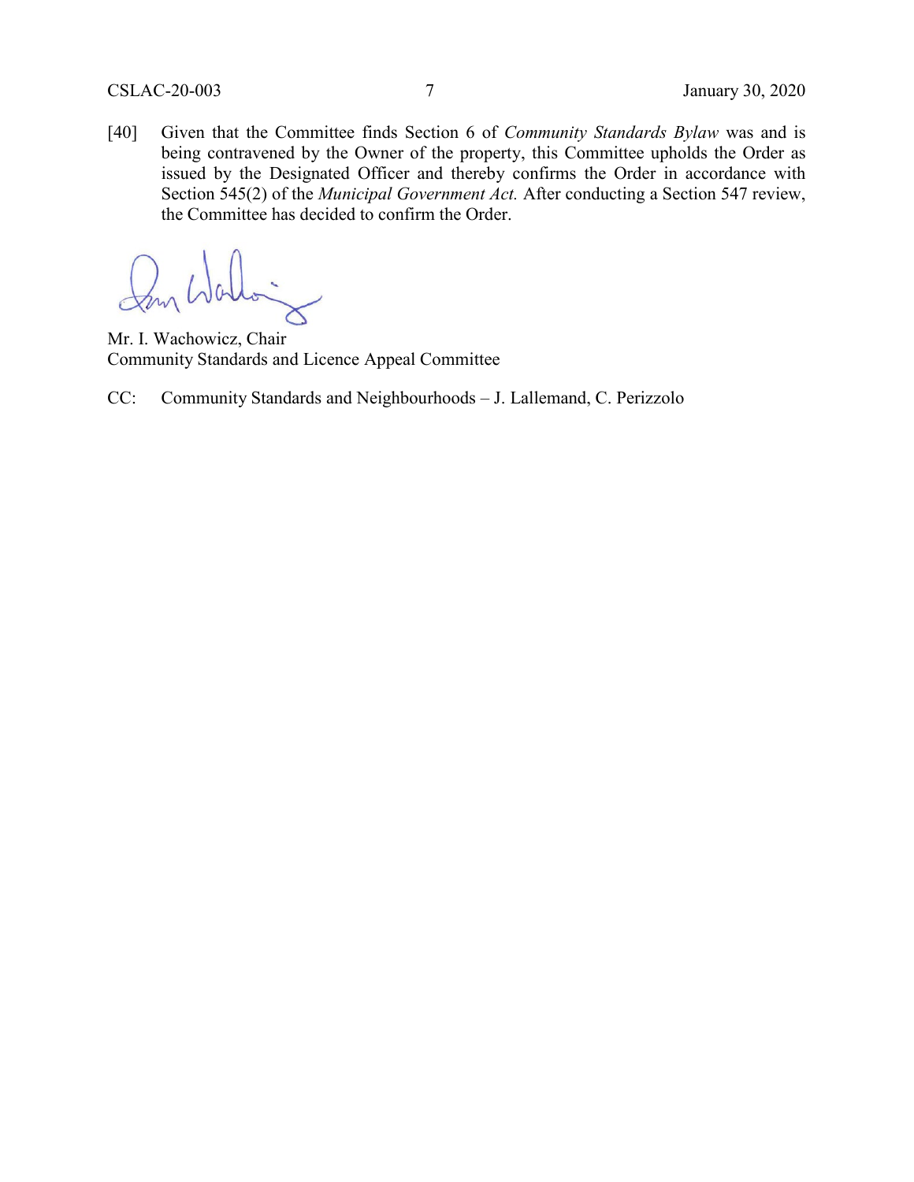[40] Given that the Committee finds Section 6 of *Community Standards Bylaw* was and is being contravened by the Owner of the property, this Committee upholds the Order as issued by the Designated Officer and thereby confirms the Order in accordance with Section 545(2) of the *Municipal Government Act.* After conducting a Section 547 review, the Committee has decided to confirm the Order.

Mr. I. Wachowicz, Chair
Community Standards and Licence Appeal Committee

CC: Community Standards and Neighbourhoods – J. Lallemand, C. Perizzolo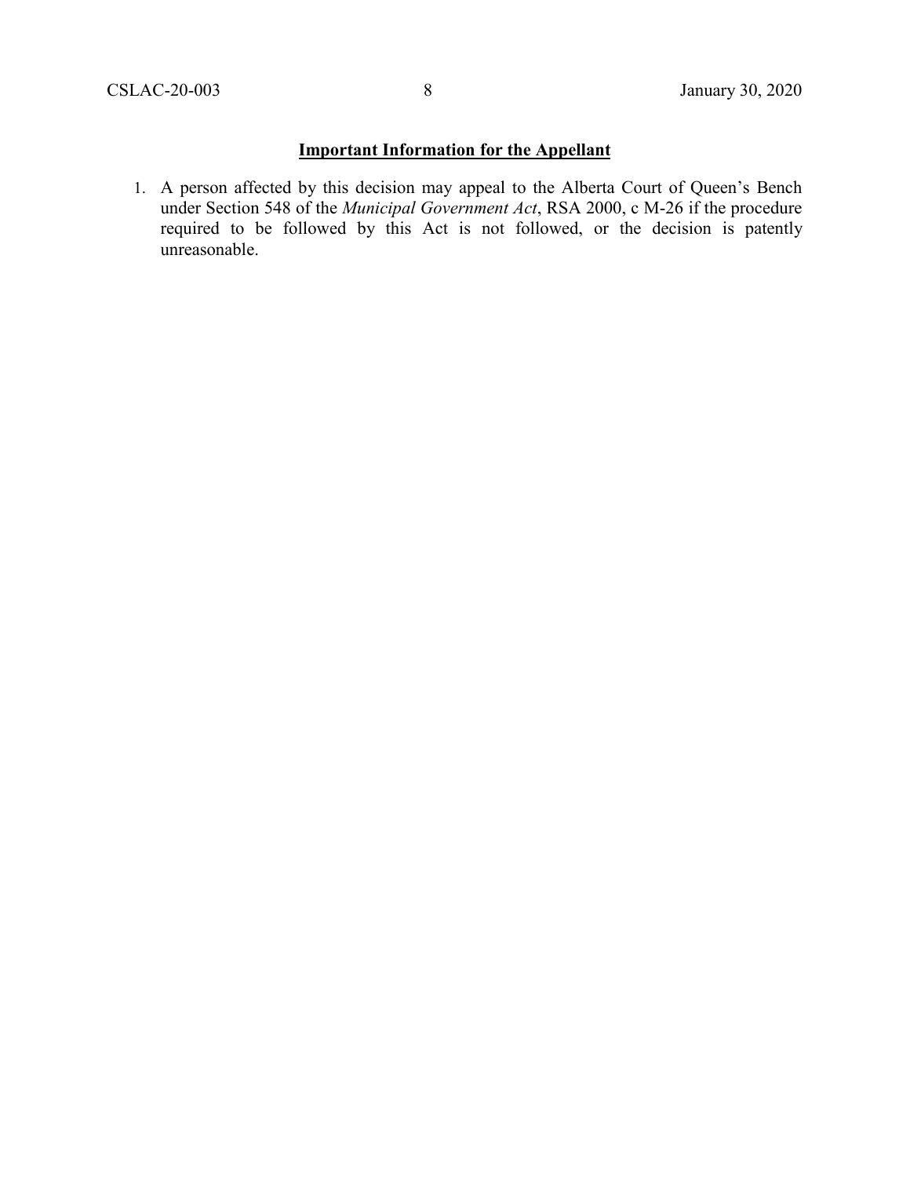## **Important Information for the Appellant**

1. A person affected by this decision may appeal to the Alberta Court of Queen's Bench under Section 548 of the *Municipal Government Act*, RSA 2000, c M-26 if the procedure required to be followed by this Act is not followed, or the decision is patently unreasonable.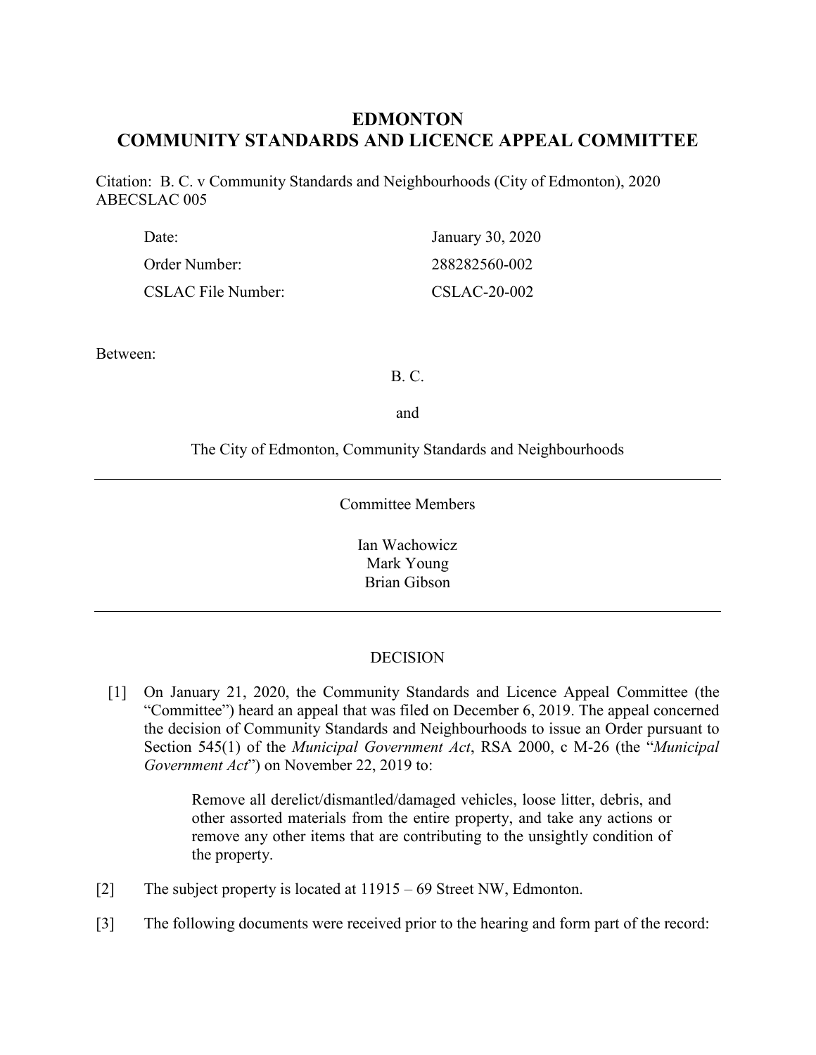# EDMONTON
# COMMUNITY STANDARDS AND LICENCE APPEAL COMMITTEE

Citation: B. C. v Community Standards and Neighbourhoods (City of Edmonton), 2020 ABECSLAC 005

| | |
|---|---|
| Date: | January 30, 2020 |
| Order Number: | 288282560-002 |
| CSLAC File Number: | CSLAC-20-002 |

Between:

B. C.

and

The City of Edmonton, Community Standards and Neighbourhoods

---

Committee Members

Ian Wachowicz
Mark Young
Brian Gibson

---

## DECISION

[1] On January 21, 2020, the Community Standards and Licence Appeal Committee (the "Committee") heard an appeal that was filed on December 6, 2019. The appeal concerned the decision of Community Standards and Neighbourhoods to issue an Order pursuant to Section 545(1) of the *Municipal Government Act*, RSA 2000, c M-26 (the "*Municipal Government Act*") on November 22, 2019 to:

> Remove all derelict/dismantled/damaged vehicles, loose litter, debris, and other assorted materials from the entire property, and take any actions or remove any other items that are contributing to the unsightly condition of the property.

[2] The subject property is located at 11915 – 69 Street NW, Edmonton.

[3] The following documents were received prior to the hearing and form part of the record: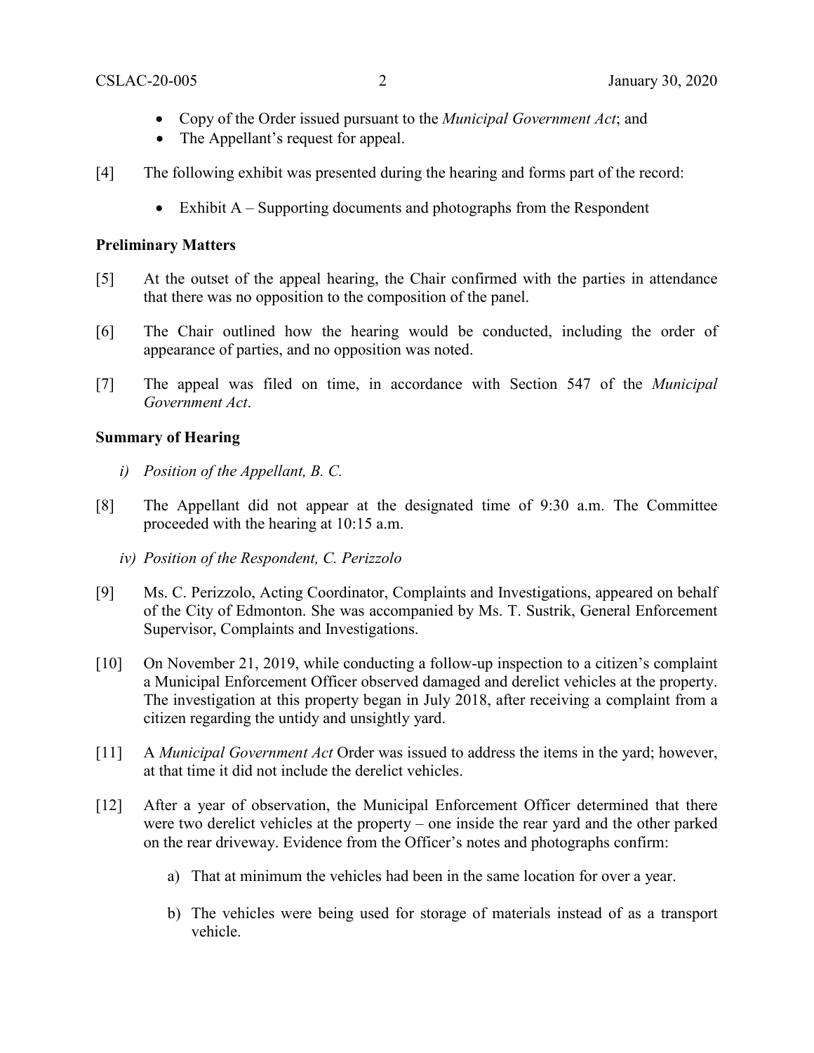- Copy of the Order issued pursuant to the *Municipal Government Act*; and
- The Appellant's request for appeal.

[4] The following exhibit was presented during the hearing and forms part of the record:

- Exhibit A – Supporting documents and photographs from the Respondent

**Preliminary Matters**

[5] At the outset of the appeal hearing, the Chair confirmed with the parties in attendance that there was no opposition to the composition of the panel.

[6] The Chair outlined how the hearing would be conducted, including the order of appearance of parties, and no opposition was noted.

[7] The appeal was filed on time, in accordance with Section 547 of the *Municipal Government Act*.

**Summary of Hearing**

*i) Position of the Appellant, B. C.*

[8] The Appellant did not appear at the designated time of 9:30 a.m. The Committee proceeded with the hearing at 10:15 a.m.

*iv) Position of the Respondent, C. Perizzolo*

[9] Ms. C. Perizzolo, Acting Coordinator, Complaints and Investigations, appeared on behalf of the City of Edmonton. She was accompanied by Ms. T. Sustrik, General Enforcement Supervisor, Complaints and Investigations.

[10] On November 21, 2019, while conducting a follow-up inspection to a citizen's complaint a Municipal Enforcement Officer observed damaged and derelict vehicles at the property. The investigation at this property began in July 2018, after receiving a complaint from a citizen regarding the untidy and unsightly yard.

[11] A *Municipal Government Act* Order was issued to address the items in the yard; however, at that time it did not include the derelict vehicles.

[12] After a year of observation, the Municipal Enforcement Officer determined that there were two derelict vehicles at the property – one inside the rear yard and the other parked on the rear driveway. Evidence from the Officer's notes and photographs confirm:

a) That at minimum the vehicles had been in the same location for over a year.

b) The vehicles were being used for storage of materials instead of as a transport vehicle.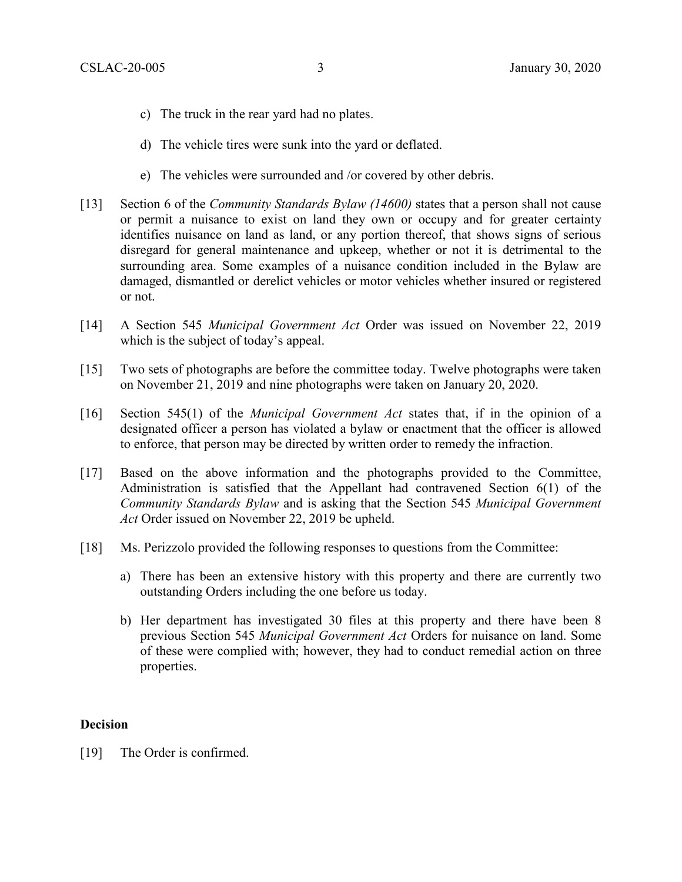c) The truck in the rear yard had no plates.

d) The vehicle tires were sunk into the yard or deflated.

e) The vehicles were surrounded and /or covered by other debris.

[13] Section 6 of the *Community Standards Bylaw (14600)* states that a person shall not cause or permit a nuisance to exist on land they own or occupy and for greater certainty identifies nuisance on land as land, or any portion thereof, that shows signs of serious disregard for general maintenance and upkeep, whether or not it is detrimental to the surrounding area. Some examples of a nuisance condition included in the Bylaw are damaged, dismantled or derelict vehicles or motor vehicles whether insured or registered or not.

[14] A Section 545 *Municipal Government Act* Order was issued on November 22, 2019 which is the subject of today's appeal.

[15] Two sets of photographs are before the committee today. Twelve photographs were taken on November 21, 2019 and nine photographs were taken on January 20, 2020.

[16] Section 545(1) of the *Municipal Government Act* states that, if in the opinion of a designated officer a person has violated a bylaw or enactment that the officer is allowed to enforce, that person may be directed by written order to remedy the infraction.

[17] Based on the above information and the photographs provided to the Committee, Administration is satisfied that the Appellant had contravened Section 6(1) of the *Community Standards Bylaw* and is asking that the Section 545 *Municipal Government Act* Order issued on November 22, 2019 be upheld.

[18] Ms. Perizzolo provided the following responses to questions from the Committee:

a) There has been an extensive history with this property and there are currently two outstanding Orders including the one before us today.

b) Her department has investigated 30 files at this property and there have been 8 previous Section 545 *Municipal Government Act* Orders for nuisance on land. Some of these were complied with; however, they had to conduct remedial action on three properties.

**Decision**

[19] The Order is confirmed.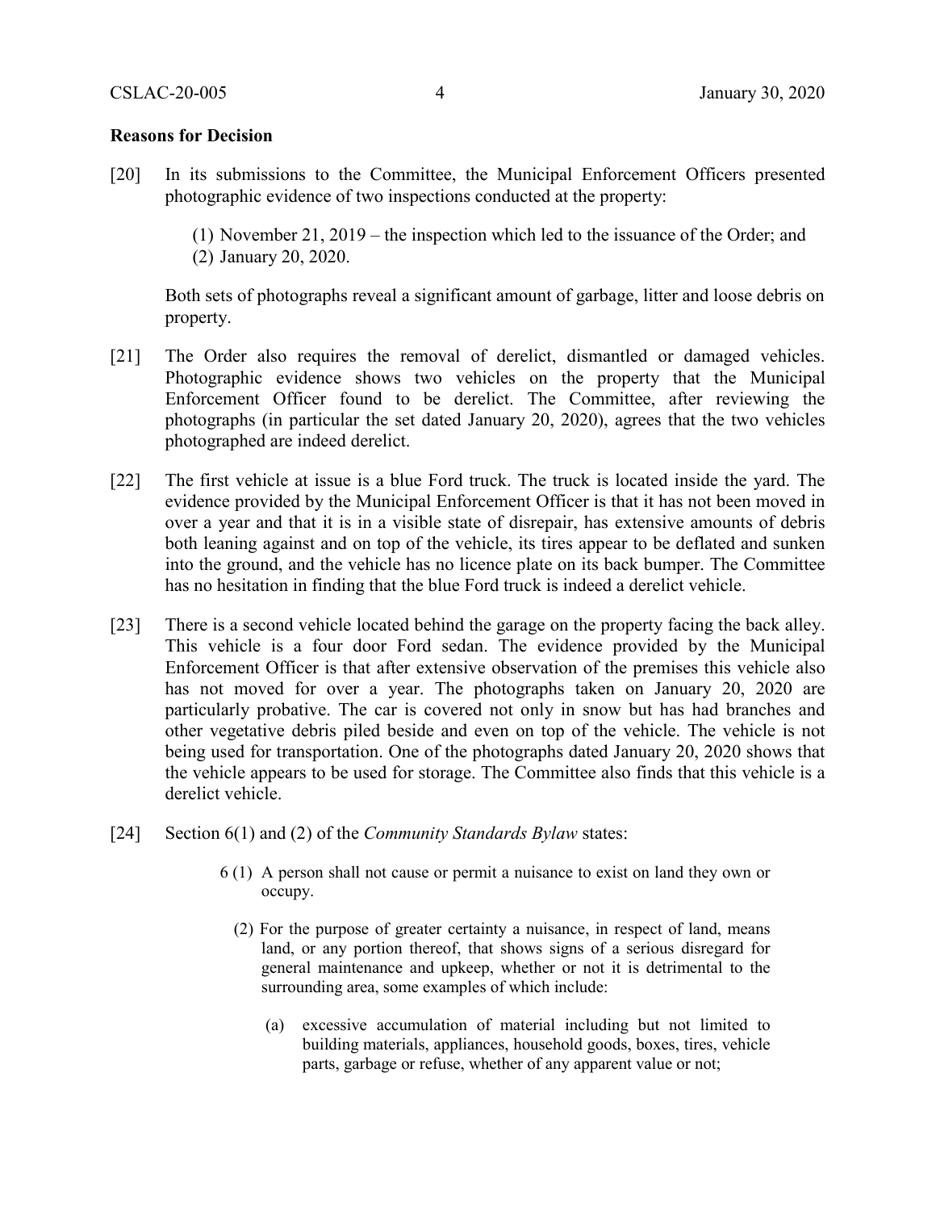**Reasons for Decision**

[20] In its submissions to the Committee, the Municipal Enforcement Officers presented photographic evidence of two inspections conducted at the property:

(1) November 21, 2019 – the inspection which led to the issuance of the Order; and
(2) January 20, 2020.

Both sets of photographs reveal a significant amount of garbage, litter and loose debris on property.

[21] The Order also requires the removal of derelict, dismantled or damaged vehicles. Photographic evidence shows two vehicles on the property that the Municipal Enforcement Officer found to be derelict. The Committee, after reviewing the photographs (in particular the set dated January 20, 2020), agrees that the two vehicles photographed are indeed derelict.

[22] The first vehicle at issue is a blue Ford truck. The truck is located inside the yard. The evidence provided by the Municipal Enforcement Officer is that it has not been moved in over a year and that it is in a visible state of disrepair, has extensive amounts of debris both leaning against and on top of the vehicle, its tires appear to be deflated and sunken into the ground, and the vehicle has no licence plate on its back bumper. The Committee has no hesitation in finding that the blue Ford truck is indeed a derelict vehicle.

[23] There is a second vehicle located behind the garage on the property facing the back alley. This vehicle is a four door Ford sedan. The evidence provided by the Municipal Enforcement Officer is that after extensive observation of the premises this vehicle also has not moved for over a year. The photographs taken on January 20, 2020 are particularly probative. The car is covered not only in snow but has had branches and other vegetative debris piled beside and even on top of the vehicle. The vehicle is not being used for transportation. One of the photographs dated January 20, 2020 shows that the vehicle appears to be used for storage. The Committee also finds that this vehicle is a derelict vehicle.

[24] Section 6(1) and (2) of the *Community Standards Bylaw* states:

> 6 (1) A person shall not cause or permit a nuisance to exist on land they own or occupy.
>
> (2) For the purpose of greater certainty a nuisance, in respect of land, means land, or any portion thereof, that shows signs of a serious disregard for general maintenance and upkeep, whether or not it is detrimental to the surrounding area, some examples of which include:
>
> (a) excessive accumulation of material including but not limited to building materials, appliances, household goods, boxes, tires, vehicle parts, garbage or refuse, whether of any apparent value or not;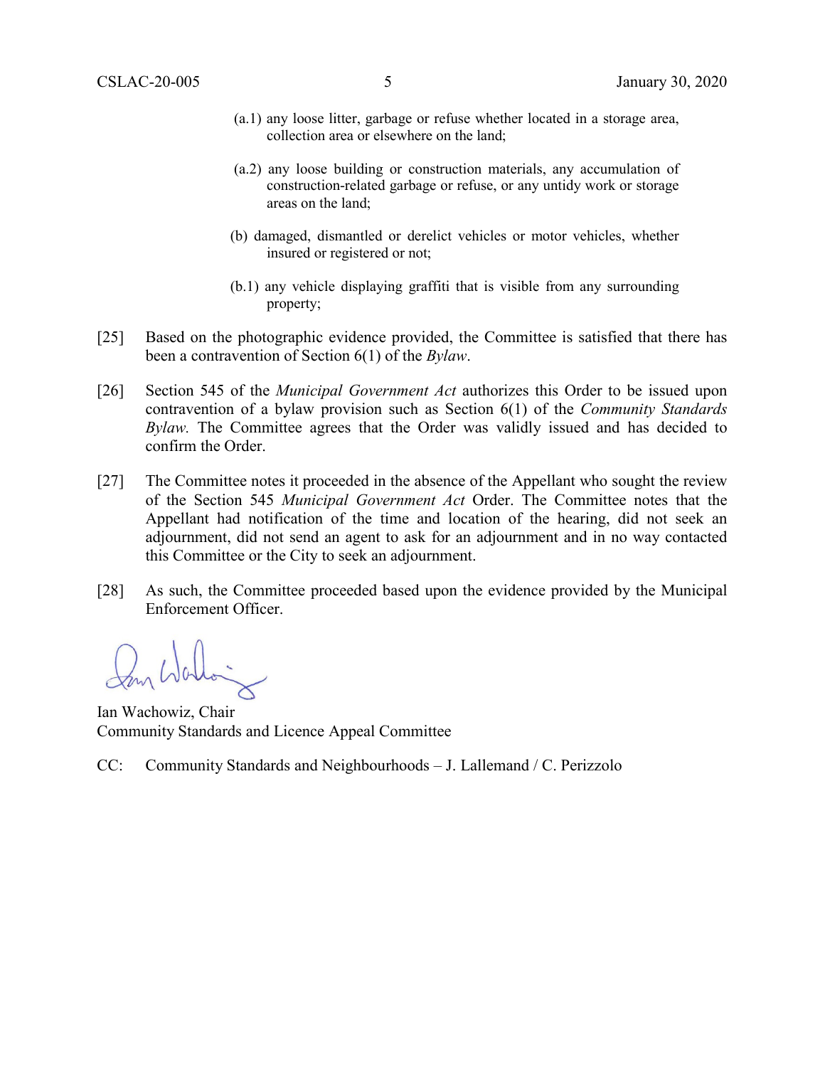(a.1) any loose litter, garbage or refuse whether located in a storage area, collection area or elsewhere on the land;

(a.2) any loose building or construction materials, any accumulation of construction-related garbage or refuse, or any untidy work or storage areas on the land;

(b) damaged, dismantled or derelict vehicles or motor vehicles, whether insured or registered or not;

(b.1) any vehicle displaying graffiti that is visible from any surrounding property;

[25] Based on the photographic evidence provided, the Committee is satisfied that there has been a contravention of Section 6(1) of the *Bylaw*.

[26] Section 545 of the *Municipal Government Act* authorizes this Order to be issued upon contravention of a bylaw provision such as Section 6(1) of the *Community Standards Bylaw.* The Committee agrees that the Order was validly issued and has decided to confirm the Order.

[27] The Committee notes it proceeded in the absence of the Appellant who sought the review of the Section 545 *Municipal Government Act* Order. The Committee notes that the Appellant had notification of the time and location of the hearing, did not seek an adjournment, did not send an agent to ask for an adjournment and in no way contacted this Committee or the City to seek an adjournment.

[28] As such, the Committee proceeded based upon the evidence provided by the Municipal Enforcement Officer.

Ian Wachowiz, Chair
Community Standards and Licence Appeal Committee

CC: Community Standards and Neighbourhoods – J. Lallemand / C. Perizzolo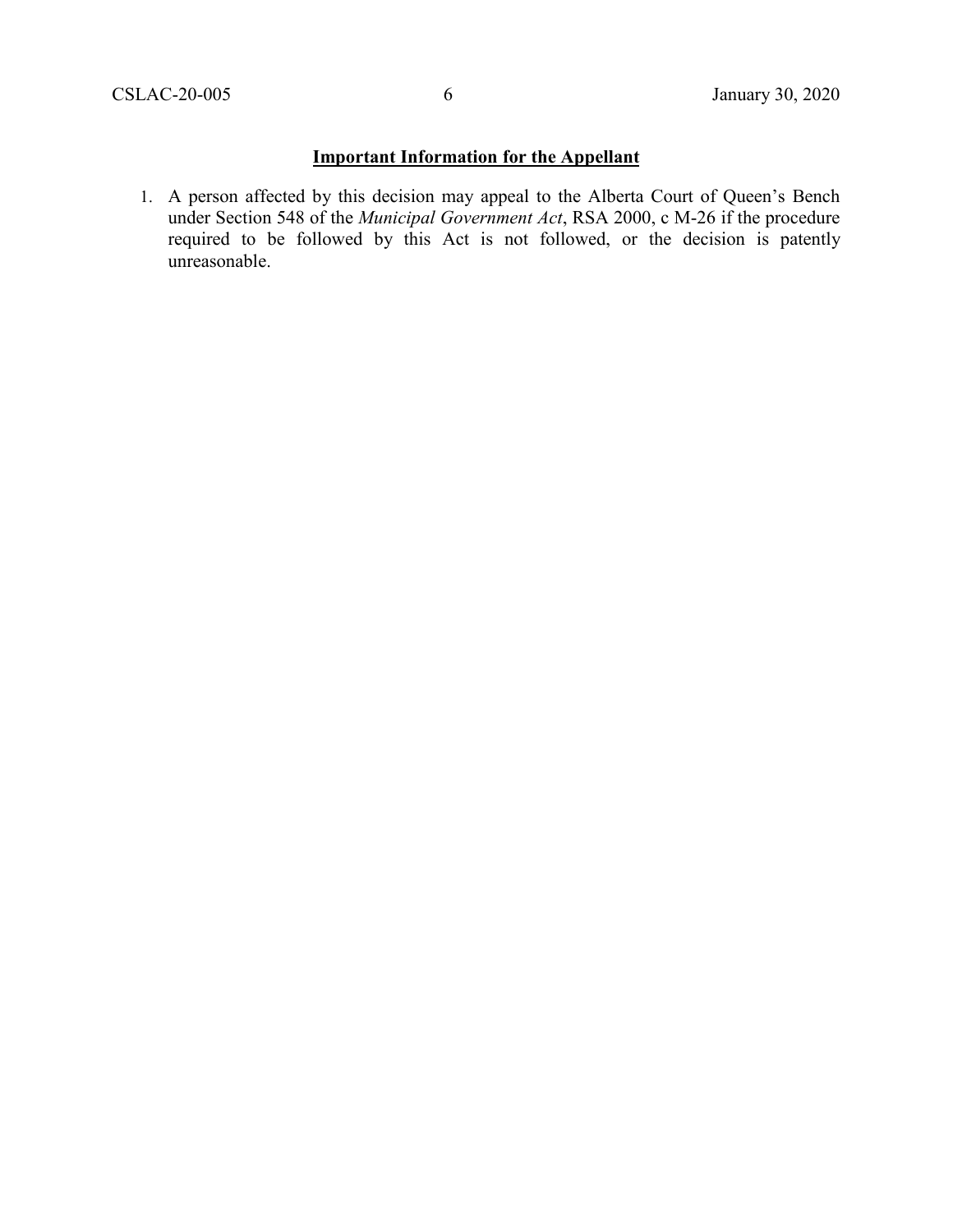## Important Information for the Appellant

1. A person affected by this decision may appeal to the Alberta Court of Queen's Bench under Section 548 of the *Municipal Government Act*, RSA 2000, c M-26 if the procedure required to be followed by this Act is not followed, or the decision is patently unreasonable.